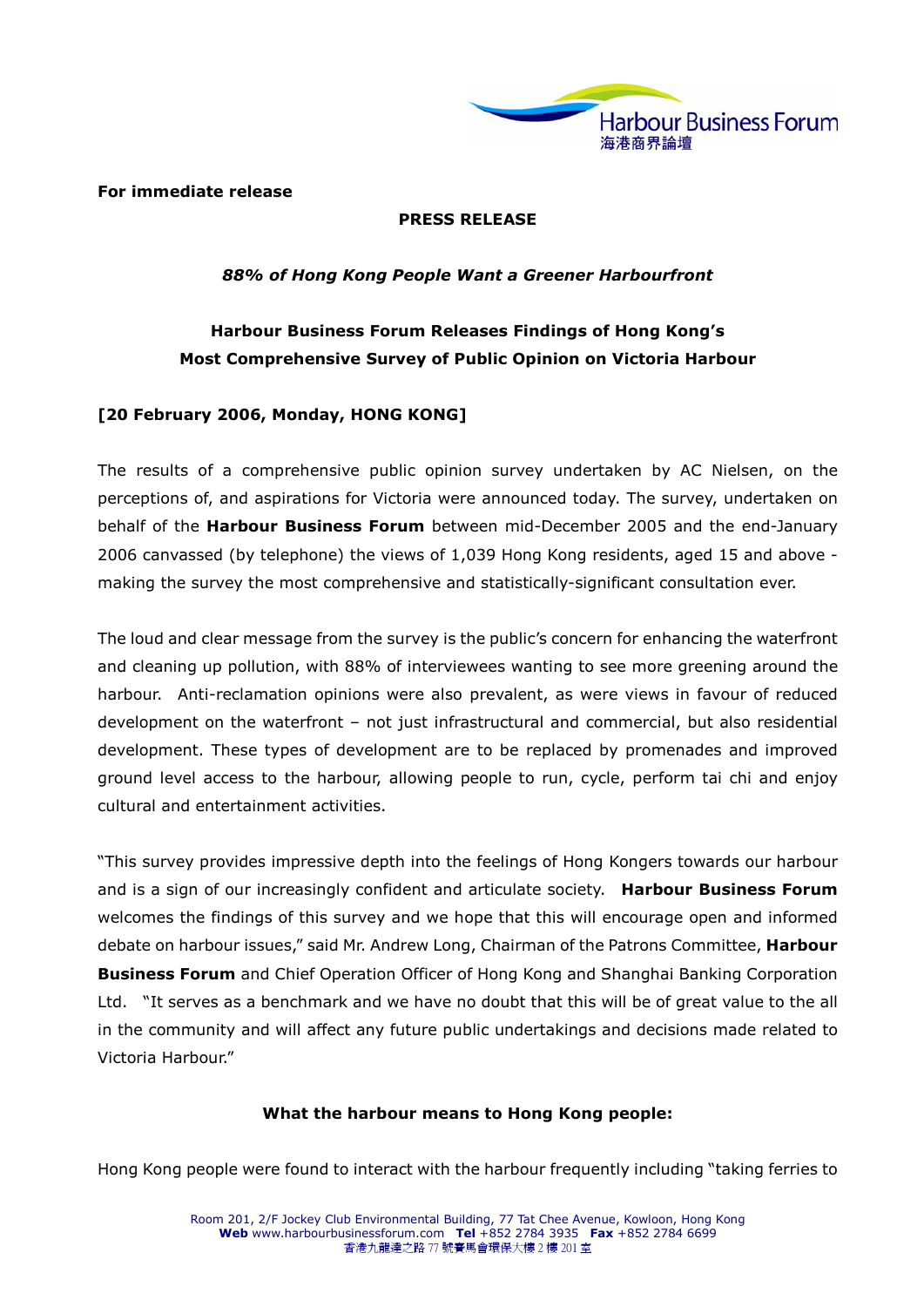**For immediate release**

**PRESS RELEASE**

***88% of Hong Kong People Want a Greener Harbourfront***

**Harbour Business Forum Releases Findings of Hong Kong's Most Comprehensive Survey of Public Opinion on Victoria Harbour**

**[20 February 2006, Monday, HONG KONG]**

The results of a comprehensive public opinion survey undertaken by AC Nielsen, on the perceptions of, and aspirations for Victoria were announced today. The survey, undertaken on behalf of the **Harbour Business Forum** between mid-December 2005 and the end-January 2006 canvassed (by telephone) the views of 1,039 Hong Kong residents, aged 15 and above - making the survey the most comprehensive and statistically-significant consultation ever.

The loud and clear message from the survey is the public's concern for enhancing the waterfront and cleaning up pollution, with 88% of interviewees wanting to see more greening around the harbour. Anti-reclamation opinions were also prevalent, as were views in favour of reduced development on the waterfront – not just infrastructural and commercial, but also residential development. These types of development are to be replaced by promenades and improved ground level access to the harbour, allowing people to run, cycle, perform tai chi and enjoy cultural and entertainment activities.

"This survey provides impressive depth into the feelings of Hong Kongers towards our harbour and is a sign of our increasingly confident and articulate society. **Harbour Business Forum** welcomes the findings of this survey and we hope that this will encourage open and informed debate on harbour issues," said Mr. Andrew Long, Chairman of the Patrons Committee, **Harbour Business Forum** and Chief Operation Officer of Hong Kong and Shanghai Banking Corporation Ltd. "It serves as a benchmark and we have no doubt that this will be of great value to the all in the community and will affect any future public undertakings and decisions made related to Victoria Harbour."

**What the harbour means to Hong Kong people:**

Hong Kong people were found to interact with the harbour frequently including "taking ferries to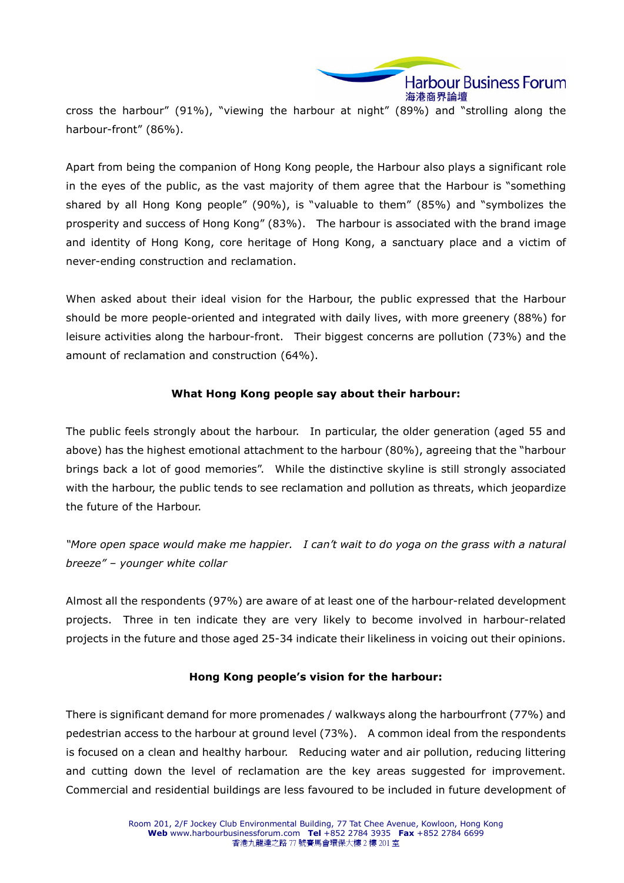cross the harbour" (91%), "viewing the harbour at night" (89%) and "strolling along the harbour-front" (86%).

Apart from being the companion of Hong Kong people, the Harbour also plays a significant role in the eyes of the public, as the vast majority of them agree that the Harbour is "something shared by all Hong Kong people" (90%), is "valuable to them" (85%) and "symbolizes the prosperity and success of Hong Kong" (83%). The harbour is associated with the brand image and identity of Hong Kong, core heritage of Hong Kong, a sanctuary place and a victim of never-ending construction and reclamation.

When asked about their ideal vision for the Harbour, the public expressed that the Harbour should be more people-oriented and integrated with daily lives, with more greenery (88%) for leisure activities along the harbour-front. Their biggest concerns are pollution (73%) and the amount of reclamation and construction (64%).

**What Hong Kong people say about their harbour:**

The public feels strongly about the harbour. In particular, the older generation (aged 55 and above) has the highest emotional attachment to the harbour (80%), agreeing that the "harbour brings back a lot of good memories". While the distinctive skyline is still strongly associated with the harbour, the public tends to see reclamation and pollution as threats, which jeopardize the future of the Harbour.

*"More open space would make me happier. I can't wait to do yoga on the grass with a natural breeze" – younger white collar*

Almost all the respondents (97%) are aware of at least one of the harbour-related development projects. Three in ten indicate they are very likely to become involved in harbour-related projects in the future and those aged 25-34 indicate their likeliness in voicing out their opinions.

**Hong Kong people's vision for the harbour:**

There is significant demand for more promenades / walkways along the harbourfront (77%) and pedestrian access to the harbour at ground level (73%). A common ideal from the respondents is focused on a clean and healthy harbour. Reducing water and air pollution, reducing littering and cutting down the level of reclamation are the key areas suggested for improvement. Commercial and residential buildings are less favoured to be included in future development of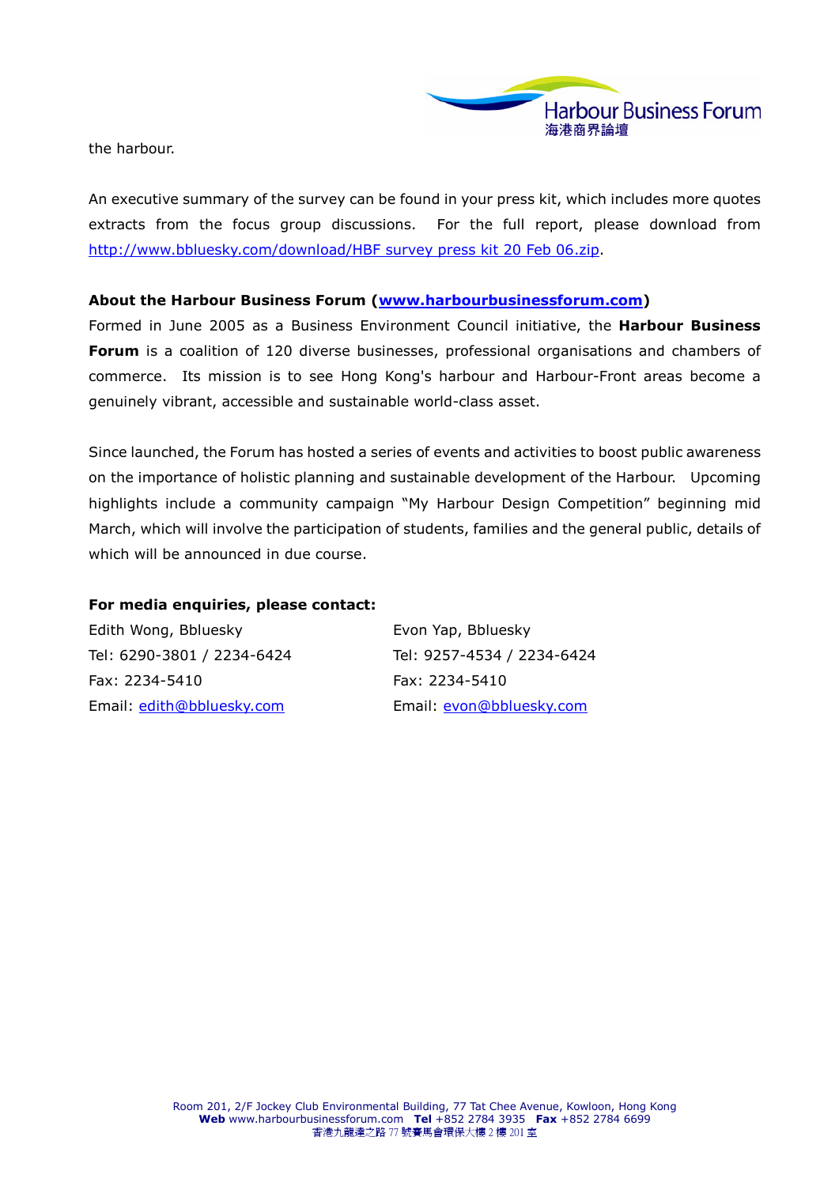the harbour.

An executive summary of the survey can be found in your press kit, which includes more quotes extracts from the focus group discussions. For the full report, please download from http://www.bbluesky.com/download/HBF survey press kit 20 Feb 06.zip.

**About the Harbour Business Forum (www.harbourbusinessforum.com)**

Formed in June 2005 as a Business Environment Council initiative, the **Harbour Business Forum** is a coalition of 120 diverse businesses, professional organisations and chambers of commerce. Its mission is to see Hong Kong's harbour and Harbour-Front areas become a genuinely vibrant, accessible and sustainable world-class asset.

Since launched, the Forum has hosted a series of events and activities to boost public awareness on the importance of holistic planning and sustainable development of the Harbour. Upcoming highlights include a community campaign "My Harbour Design Competition" beginning mid March, which will involve the participation of students, families and the general public, details of which will be announced in due course.

**For media enquiries, please contact:**

Edith Wong, Bbluesky
Tel: 6290-3801 / 2234-6424
Fax: 2234-5410
Email: edith@bbluesky.com

Evon Yap, Bbluesky
Tel: 9257-4534 / 2234-6424
Fax: 2234-5410
Email: evon@bbluesky.com